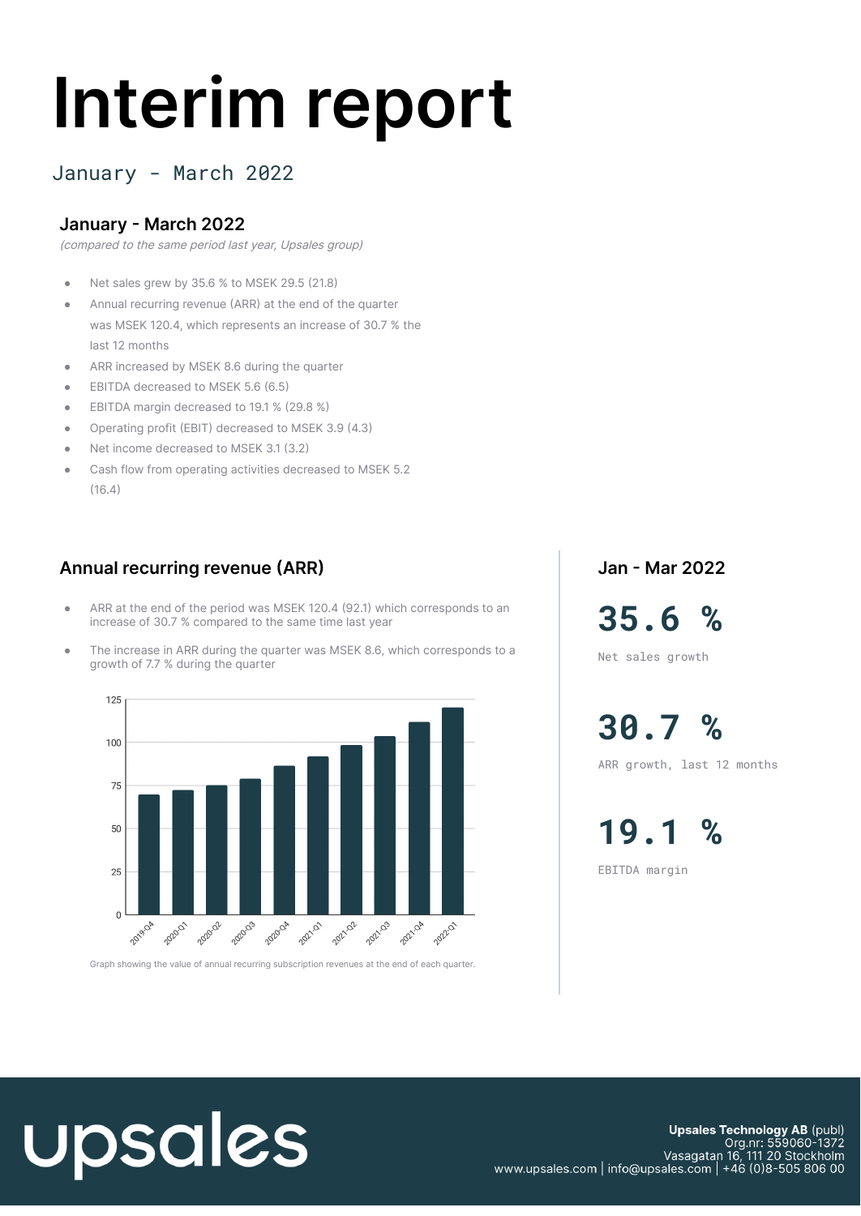# Interim report

January - March 2022

## January - March 2022

*(compared to the same period last year, Upsales group)*

- Net sales grew by 35.6 % to MSEK 29.5 (21.8)
- Annual recurring revenue (ARR) at the end of the quarter was MSEK 120.4, which represents an increase of 30.7 % the last 12 months
- ARR increased by MSEK 8.6 during the quarter
- EBITDA decreased to MSEK 5.6 (6.5)
- EBITDA margin decreased to 19.1 % (29.8 %)
- Operating profit (EBIT) decreased to MSEK 3.9 (4.3)
- Net income decreased to MSEK 3.1 (3.2)
- Cash flow from operating activities decreased to MSEK 5.2 (16.4)

## Annual recurring revenue (ARR)

- ARR at the end of the period was MSEK 120.4 (92.1) which corresponds to an increase of 30.7 % compared to the same time last year
- The increase in ARR during the quarter was MSEK 8.6, which corresponds to a growth of 7.7 % during the quarter

Graph showing the value of annual recurring subscription revenues at the end of each quarter.

## Jan - Mar 2022

**35.6 %**

Net sales growth

**30.7 %**

ARR growth, last 12 months

**19.1 %**

EBITDA margin

upsales

**Upsales Technology AB** (publ)
Org.nr: 559060-1372
Vasagatan 16, 111 20 Stockholm
www.upsales.com | info@upsales.com | +46 (0)8-505 806 00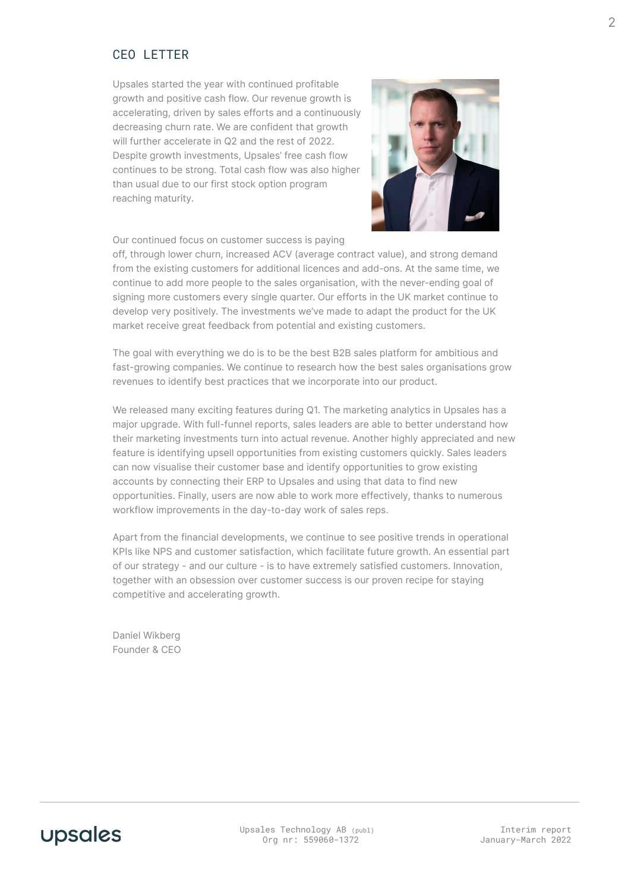## CEO LETTER

Upsales started the year with continued profitable growth and positive cash flow. Our revenue growth is accelerating, driven by sales efforts and a continuously decreasing churn rate. We are confident that growth will further accelerate in Q2 and the rest of 2022. Despite growth investments, Upsales' free cash flow continues to be strong. Total cash flow was also higher than usual due to our first stock option program reaching maturity.

Our continued focus on customer success is paying off, through lower churn, increased ACV (average contract value), and strong demand from the existing customers for additional licences and add-ons. At the same time, we continue to add more people to the sales organisation, with the never-ending goal of signing more customers every single quarter. Our efforts in the UK market continue to develop very positively. The investments we've made to adapt the product for the UK market receive great feedback from potential and existing customers.

The goal with everything we do is to be the best B2B sales platform for ambitious and fast-growing companies. We continue to research how the best sales organisations grow revenues to identify best practices that we incorporate into our product.

We released many exciting features during Q1. The marketing analytics in Upsales has a major upgrade. With full-funnel reports, sales leaders are able to better understand how their marketing investments turn into actual revenue. Another highly appreciated and new feature is identifying upsell opportunities from existing customers quickly. Sales leaders can now visualise their customer base and identify opportunities to grow existing accounts by connecting their ERP to Upsales and using that data to find new opportunities. Finally, users are now able to work more effectively, thanks to numerous workflow improvements in the day-to-day work of sales reps.

Apart from the financial developments, we continue to see positive trends in operational KPIs like NPS and customer satisfaction, which facilitate future growth. An essential part of our strategy - and our culture - is to have extremely satisfied customers. Innovation, together with an obsession over customer success is our proven recipe for staying competitive and accelerating growth.

Daniel Wikberg
Founder & CEO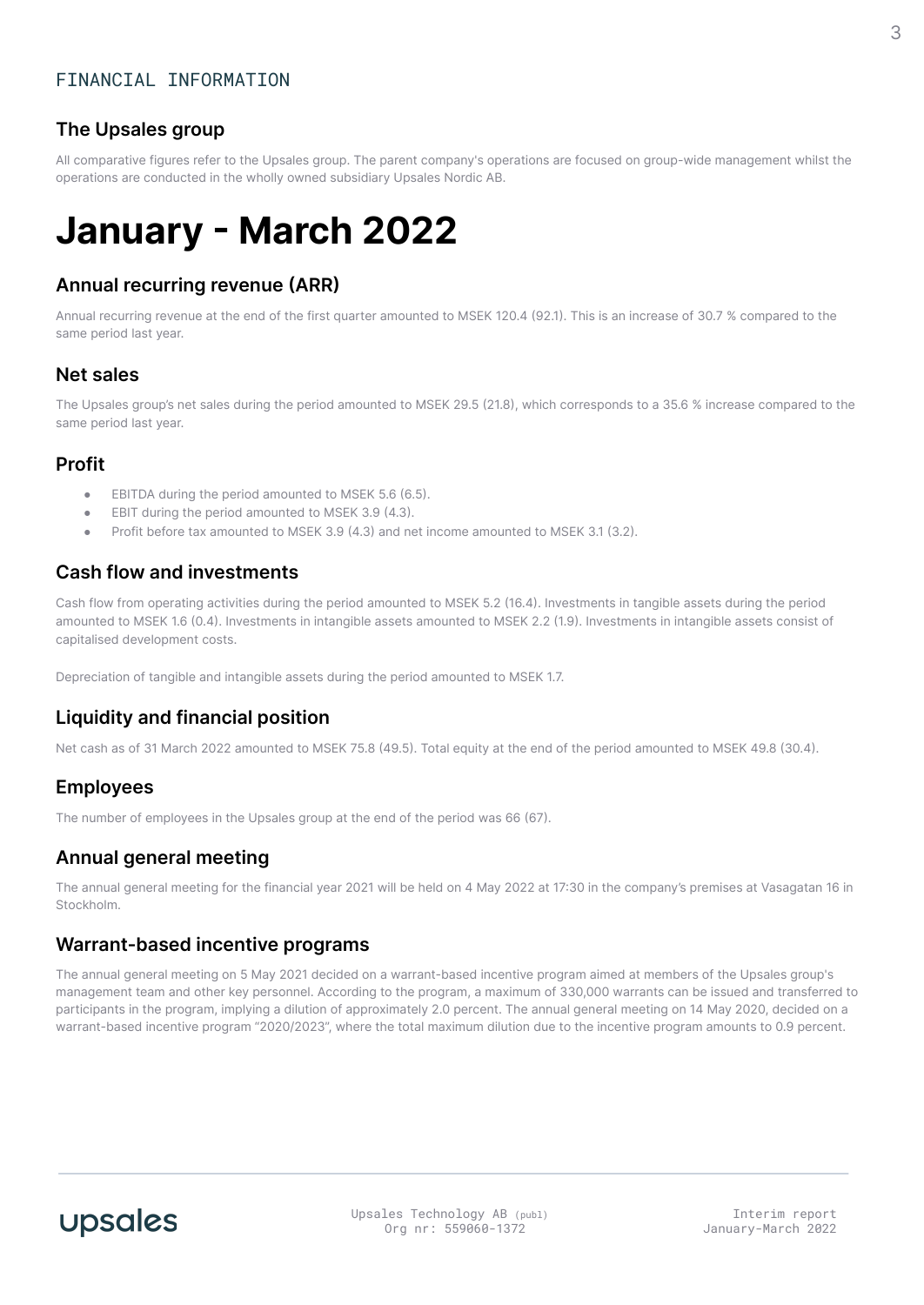FINANCIAL INFORMATION

## The Upsales group

All comparative figures refer to the Upsales group. The parent company's operations are focused on group-wide management whilst the operations are conducted in the wholly owned subsidiary Upsales Nordic AB.

# January - March 2022

## Annual recurring revenue (ARR)

Annual recurring revenue at the end of the first quarter amounted to MSEK 120.4 (92.1). This is an increase of 30.7 % compared to the same period last year.

## Net sales

The Upsales group's net sales during the period amounted to MSEK 29.5 (21.8), which corresponds to a 35.6 % increase compared to the same period last year.

## Profit

- EBITDA during the period amounted to MSEK 5.6 (6.5).
- EBIT during the period amounted to MSEK 3.9 (4.3).
- Profit before tax amounted to MSEK 3.9 (4.3) and net income amounted to MSEK 3.1 (3.2).

## Cash flow and investments

Cash flow from operating activities during the period amounted to MSEK 5.2 (16.4). Investments in tangible assets during the period amounted to MSEK 1.6 (0.4). Investments in intangible assets amounted to MSEK 2.2 (1.9). Investments in intangible assets consist of capitalised development costs.

Depreciation of tangible and intangible assets during the period amounted to MSEK 1.7.

## Liquidity and financial position

Net cash as of 31 March 2022 amounted to MSEK 75.8 (49.5). Total equity at the end of the period amounted to MSEK 49.8 (30.4).

## Employees

The number of employees in the Upsales group at the end of the period was 66 (67).

## Annual general meeting

The annual general meeting for the financial year 2021 will be held on 4 May 2022 at 17:30 in the company's premises at Vasagatan 16 in Stockholm.

## Warrant-based incentive programs

The annual general meeting on 5 May 2021 decided on a warrant-based incentive program aimed at members of the Upsales group's management team and other key personnel. According to the program, a maximum of 330,000 warrants can be issued and transferred to participants in the program, implying a dilution of approximately 2.0 percent. The annual general meeting on 14 May 2020, decided on a warrant-based incentive program "2020/2023", where the total maximum dilution due to the incentive program amounts to 0.9 percent.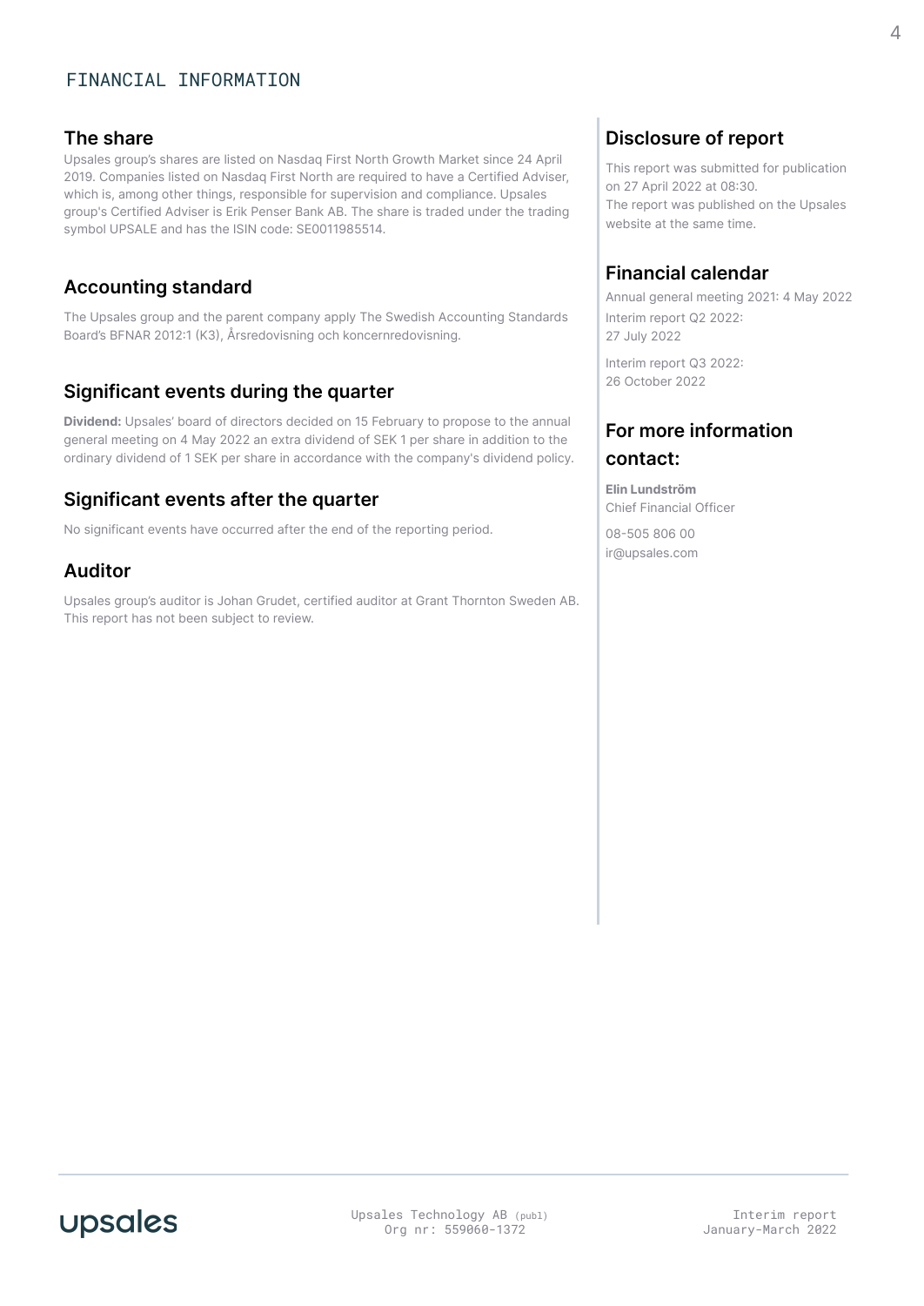# FINANCIAL INFORMATION

## The share

Upsales group's shares are listed on Nasdaq First North Growth Market since 24 April 2019. Companies listed on Nasdaq First North are required to have a Certified Adviser, which is, among other things, responsible for supervision and compliance. Upsales group's Certified Adviser is Erik Penser Bank AB. The share is traded under the trading symbol UPSALE and has the ISIN code: SE0011985514.

## Accounting standard

The Upsales group and the parent company apply The Swedish Accounting Standards Board's BFNAR 2012:1 (K3), Årsredovisning och koncernredovisning.

## Significant events during the quarter

**Dividend:** Upsales' board of directors decided on 15 February to propose to the annual general meeting on 4 May 2022 an extra dividend of SEK 1 per share in addition to the ordinary dividend of 1 SEK per share in accordance with the company's dividend policy.

## Significant events after the quarter

No significant events have occurred after the end of the reporting period.

## Auditor

Upsales group's auditor is Johan Grudet, certified auditor at Grant Thornton Sweden AB. This report has not been subject to review.

## Disclosure of report

This report was submitted for publication on 27 April 2022 at 08:30.
The report was published on the Upsales website at the same time.

## Financial calendar

Annual general meeting 2021: 4 May 2022

Interim report Q2 2022:
27 July 2022

Interim report Q3 2022:
26 October 2022

## For more information contact:

**Elin Lundström**
Chief Financial Officer

08-505 806 00
ir@upsales.com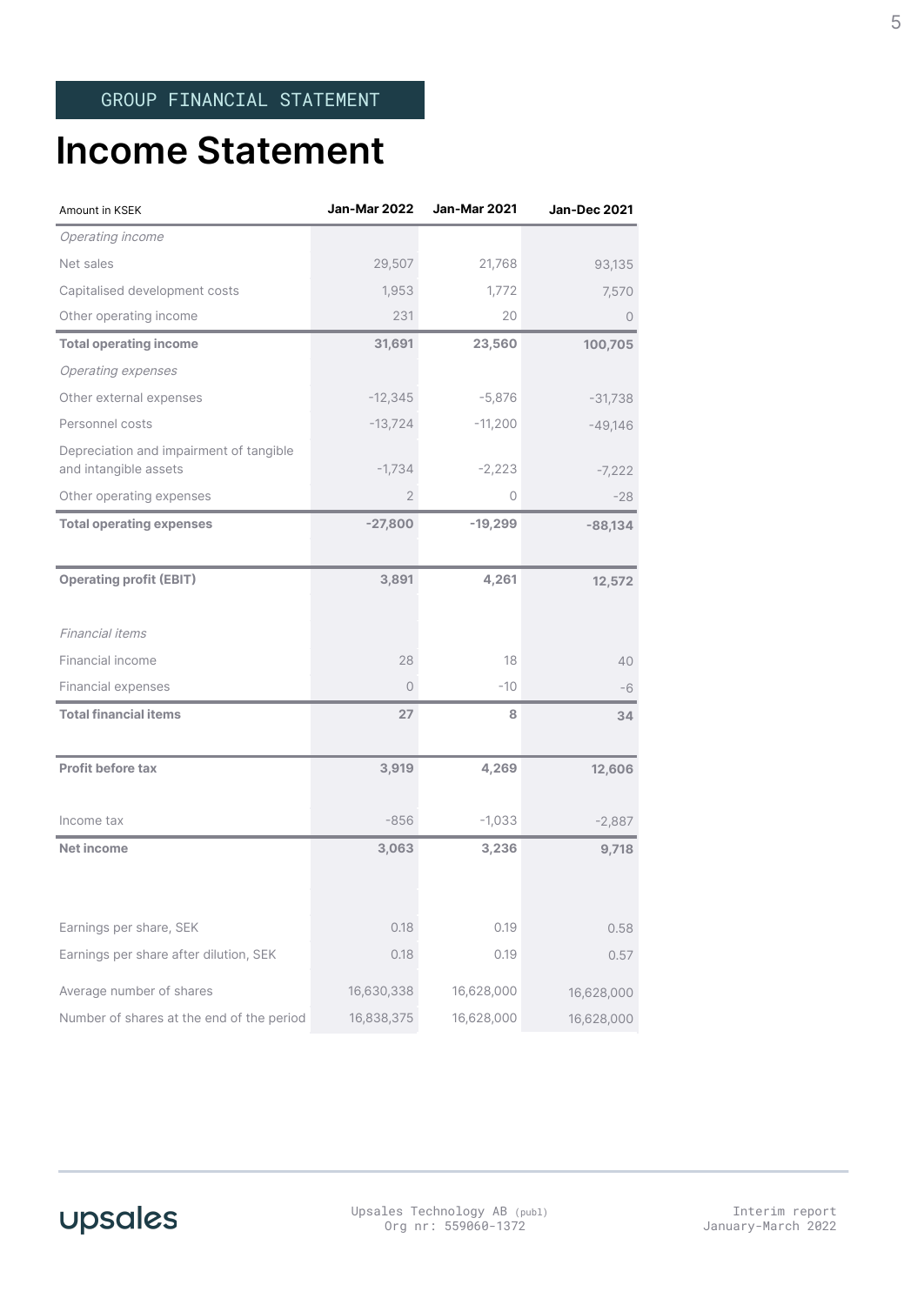GROUP FINANCIAL STATEMENT

# Income Statement

| Amount in KSEK | Jan-Mar 2022 | Jan-Mar 2021 | Jan-Dec 2021 |
|---|---|---|---|
| *Operating income* | | | |
| Net sales | 29,507 | 21,768 | 93,135 |
| Capitalised development costs | 1,953 | 1,772 | 7,570 |
| Other operating income | 231 | 20 | 0 |
| **Total operating income** | **31,691** | **23,560** | **100,705** |
| *Operating expenses* | | | |
| Other external expenses | -12,345 | -5,876 | -31,738 |
| Personnel costs | -13,724 | -11,200 | -49,146 |
| Depreciation and impairment of tangible and intangible assets | -1,734 | -2,223 | -7,222 |
| Other operating expenses | 2 | 0 | -28 |
| **Total operating expenses** | **-27,800** | **-19,299** | **-88,134** |
| **Operating profit (EBIT)** | **3,891** | **4,261** | **12,572** |
| *Financial items* | | | |
| Financial income | 28 | 18 | 40 |
| Financial expenses | 0 | -10 | -6 |
| **Total financial items** | **27** | **8** | **34** |
| **Profit before tax** | **3,919** | **4,269** | **12,606** |
| Income tax | -856 | -1,033 | -2,887 |
| **Net income** | **3,063** | **3,236** | **9,718** |
| Earnings per share, SEK | 0.18 | 0.19 | 0.58 |
| Earnings per share after dilution, SEK | 0.18 | 0.19 | 0.57 |
| Average number of shares | 16,630,338 | 16,628,000 | 16,628,000 |
| Number of shares at the end of the period | 16,838,375 | 16,628,000 | 16,628,000 |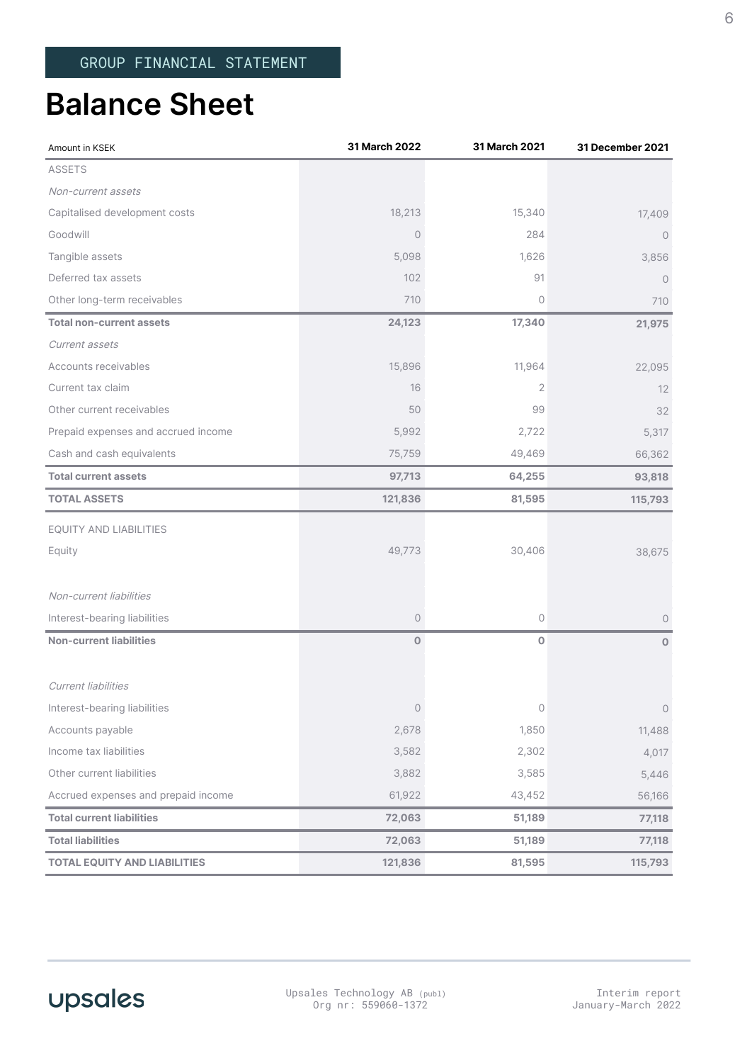GROUP FINANCIAL STATEMENT

# Balance Sheet

| Amount in KSEK | 31 March 2022 | 31 March 2021 | 31 December 2021 |
|---|---|---|---|
| ASSETS | | | |
| *Non-current assets* | | | |
| Capitalised development costs | 18,213 | 15,340 | 17,409 |
| Goodwill | 0 | 284 | 0 |
| Tangible assets | 5,098 | 1,626 | 3,856 |
| Deferred tax assets | 102 | 91 | 0 |
| Other long-term receivables | 710 | 0 | 710 |
| **Total non-current assets** | **24,123** | **17,340** | **21,975** |
| *Current assets* | | | |
| Accounts receivables | 15,896 | 11,964 | 22,095 |
| Current tax claim | 16 | 2 | 12 |
| Other current receivables | 50 | 99 | 32 |
| Prepaid expenses and accrued income | 5,992 | 2,722 | 5,317 |
| Cash and cash equivalents | 75,759 | 49,469 | 66,362 |
| **Total current assets** | **97,713** | **64,255** | **93,818** |
| **TOTAL ASSETS** | **121,836** | **81,595** | **115,793** |
| EQUITY AND LIABILITIES | | | |
| Equity | 49,773 | 30,406 | 38,675 |
| *Non-current liabilities* | | | |
| Interest-bearing liabilities | 0 | 0 | 0 |
| **Non-current liabilities** | **0** | **0** | **0** |
| *Current liabilities* | | | |
| Interest-bearing liabilities | 0 | 0 | 0 |
| Accounts payable | 2,678 | 1,850 | 11,488 |
| Income tax liabilities | 3,582 | 2,302 | 4,017 |
| Other current liabilities | 3,882 | 3,585 | 5,446 |
| Accrued expenses and prepaid income | 61,922 | 43,452 | 56,166 |
| **Total current liabilities** | **72,063** | **51,189** | **77,118** |
| **Total liabilities** | **72,063** | **51,189** | **77,118** |
| **TOTAL EQUITY AND LIABILITIES** | **121,836** | **81,595** | **115,793** |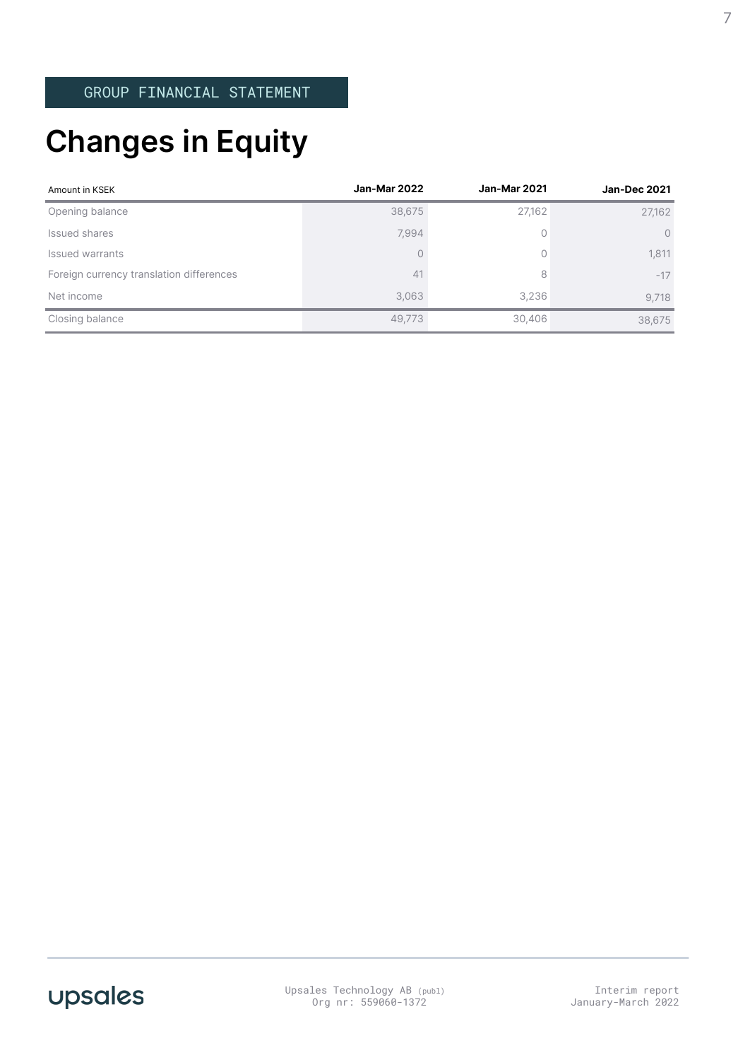GROUP FINANCIAL STATEMENT

# Changes in Equity

| Amount in KSEK | Jan-Mar 2022 | Jan-Mar 2021 | Jan-Dec 2021 |
|---|---|---|---|
| Opening balance | 38,675 | 27,162 | 27,162 |
| Issued shares | 7,994 | 0 | 0 |
| Issued warrants | 0 | 0 | 1,811 |
| Foreign currency translation differences | 41 | 8 | -17 |
| Net income | 3,063 | 3,236 | 9,718 |
| Closing balance | 49,773 | 30,406 | 38,675 |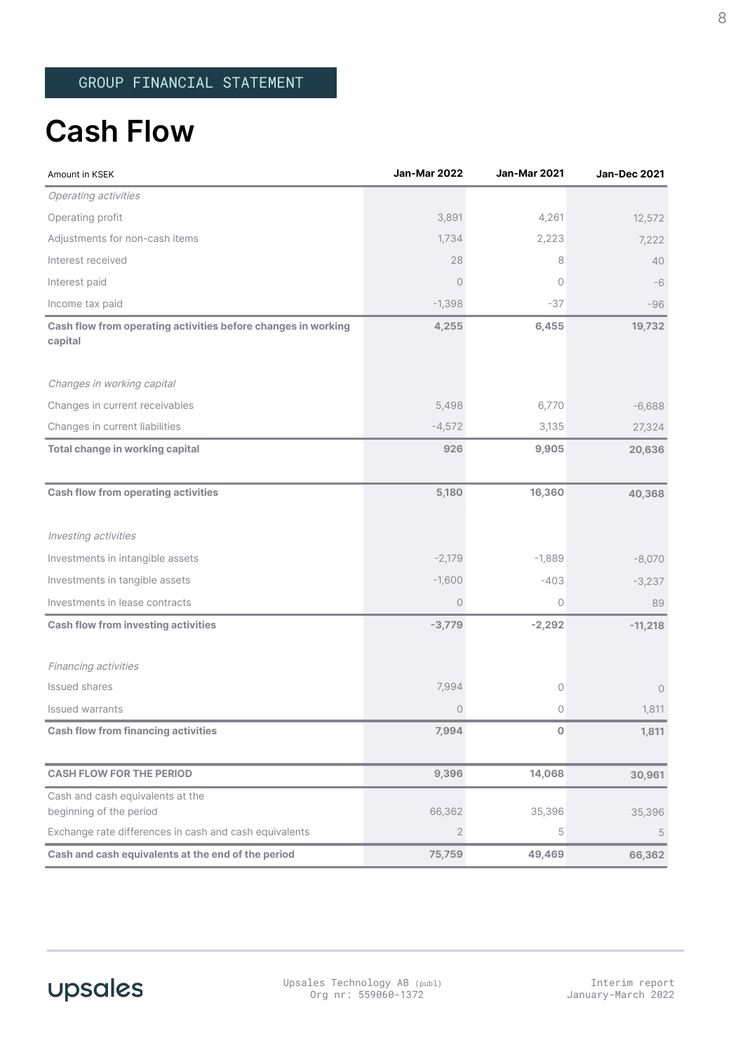GROUP FINANCIAL STATEMENT

# Cash Flow

| Amount in KSEK | Jan-Mar 2022 | Jan-Mar 2021 | Jan-Dec 2021 |
|---|---|---|---|
| *Operating activities* | | | |
| Operating profit | 3,891 | 4,261 | 12,572 |
| Adjustments for non-cash items | 1,734 | 2,223 | 7,222 |
| Interest received | 28 | 8 | 40 |
| Interest paid | 0 | 0 | -6 |
| Income tax paid | -1,398 | -37 | -96 |
| **Cash flow from operating activities before changes in working capital** | **4,255** | **6,455** | **19,732** |
| *Changes in working capital* | | | |
| Changes in current receivables | 5,498 | 6,770 | -6,688 |
| Changes in current liabilities | -4,572 | 3,135 | 27,324 |
| **Total change in working capital** | **926** | **9,905** | **20,636** |
| **Cash flow from operating activities** | **5,180** | **16,360** | **40,368** |
| *Investing activities* | | | |
| Investments in intangible assets | -2,179 | -1,889 | -8,070 |
| Investments in tangible assets | -1,600 | -403 | -3,237 |
| Investments in lease contracts | 0 | 0 | 89 |
| **Cash flow from investing activities** | **-3,779** | **-2,292** | **-11,218** |
| *Financing activities* | | | |
| Issued shares | 7,994 | 0 | 0 |
| Issued warrants | 0 | 0 | 1,811 |
| **Cash flow from financing activities** | **7,994** | **0** | **1,811** |
| **CASH FLOW FOR THE PERIOD** | **9,396** | **14,068** | **30,961** |
| Cash and cash equivalents at the beginning of the period | 66,362 | 35,396 | 35,396 |
| Exchange rate differences in cash and cash equivalents | 2 | 5 | 5 |
| **Cash and cash equivalents at the end of the period** | **75,759** | **49,469** | **66,362** |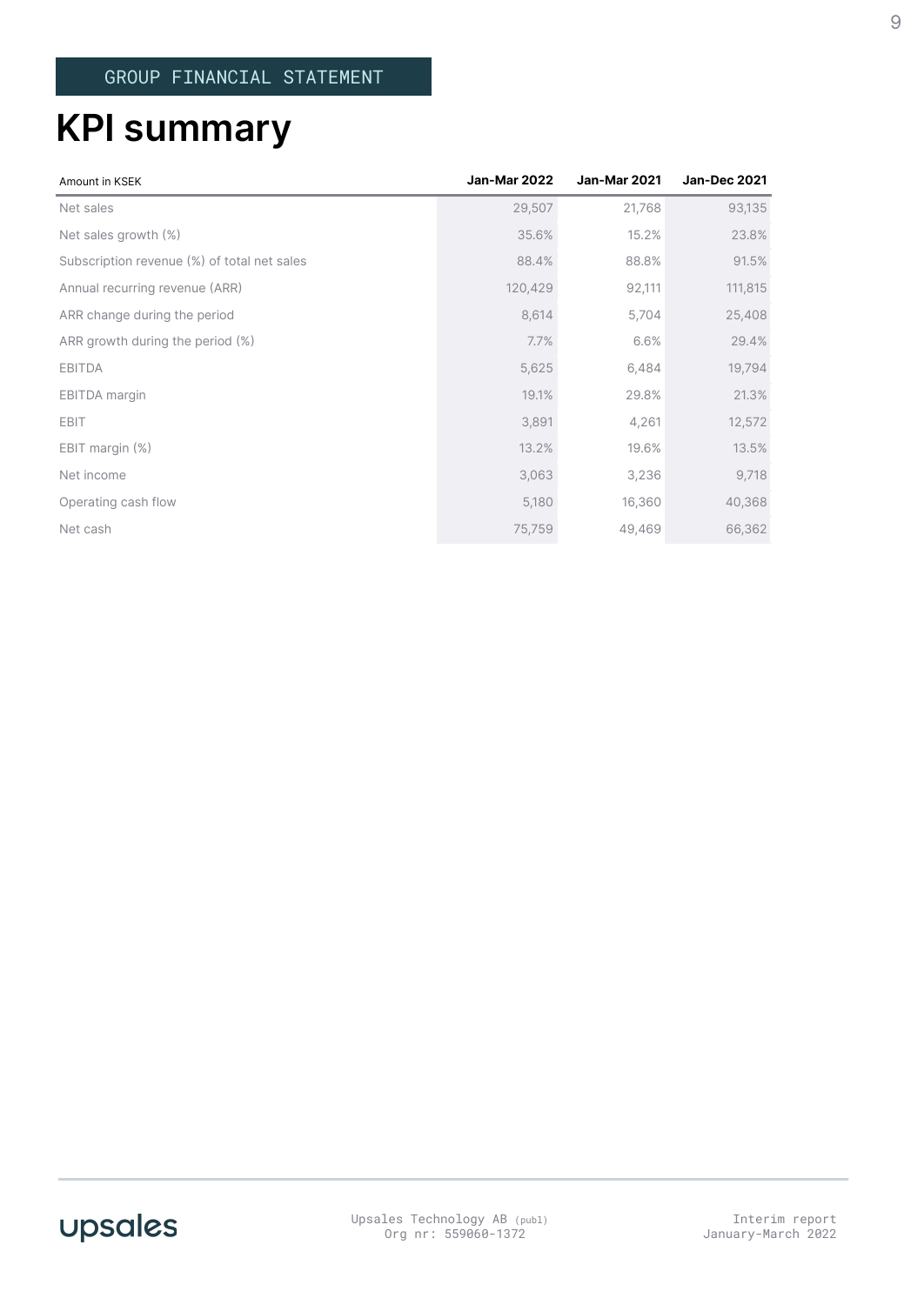GROUP FINANCIAL STATEMENT

# KPI summary

| Amount in KSEK | Jan-Mar 2022 | Jan-Mar 2021 | Jan-Dec 2021 |
|---|---|---|---|
| Net sales | 29,507 | 21,768 | 93,135 |
| Net sales growth (%) | 35.6% | 15.2% | 23.8% |
| Subscription revenue (%) of total net sales | 88.4% | 88.8% | 91.5% |
| Annual recurring revenue (ARR) | 120,429 | 92,111 | 111,815 |
| ARR change during the period | 8,614 | 5,704 | 25,408 |
| ARR growth during the period (%) | 7.7% | 6.6% | 29.4% |
| EBITDA | 5,625 | 6,484 | 19,794 |
| EBITDA margin | 19.1% | 29.8% | 21.3% |
| EBIT | 3,891 | 4,261 | 12,572 |
| EBIT margin (%) | 13.2% | 19.6% | 13.5% |
| Net income | 3,063 | 3,236 | 9,718 |
| Operating cash flow | 5,180 | 16,360 | 40,368 |
| Net cash | 75,759 | 49,469 | 66,362 |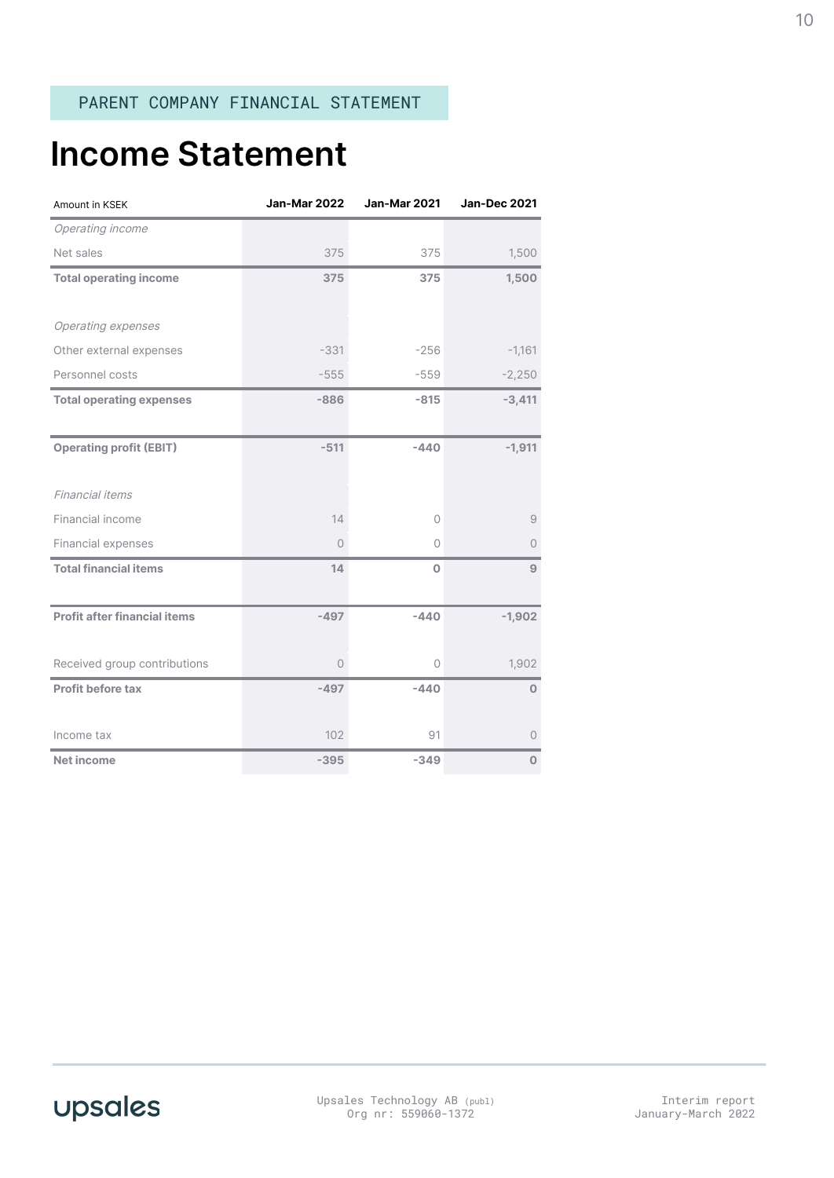PARENT COMPANY FINANCIAL STATEMENT

# Income Statement

| Amount in KSEK | Jan-Mar 2022 | Jan-Mar 2021 | Jan-Dec 2021 |
|---|---|---|---|
| *Operating income* | | | |
| Net sales | 375 | 375 | 1,500 |
| **Total operating income** | **375** | **375** | **1,500** |
| | | | |
| *Operating expenses* | | | |
| Other external expenses | -331 | -256 | -1,161 |
| Personnel costs | -555 | -559 | -2,250 |
| **Total operating expenses** | **-886** | **-815** | **-3,411** |
| | | | |
| **Operating profit (EBIT)** | **-511** | **-440** | **-1,911** |
| | | | |
| *Financial items* | | | |
| Financial income | 14 | 0 | 9 |
| Financial expenses | 0 | 0 | 0 |
| **Total financial items** | **14** | **0** | **9** |
| | | | |
| **Profit after financial items** | **-497** | **-440** | **-1,902** |
| | | | |
| Received group contributions | 0 | 0 | 1,902 |
| **Profit before tax** | **-497** | **-440** | **0** |
| | | | |
| Income tax | 102 | 91 | 0 |
| **Net income** | **-395** | **-349** | **0** |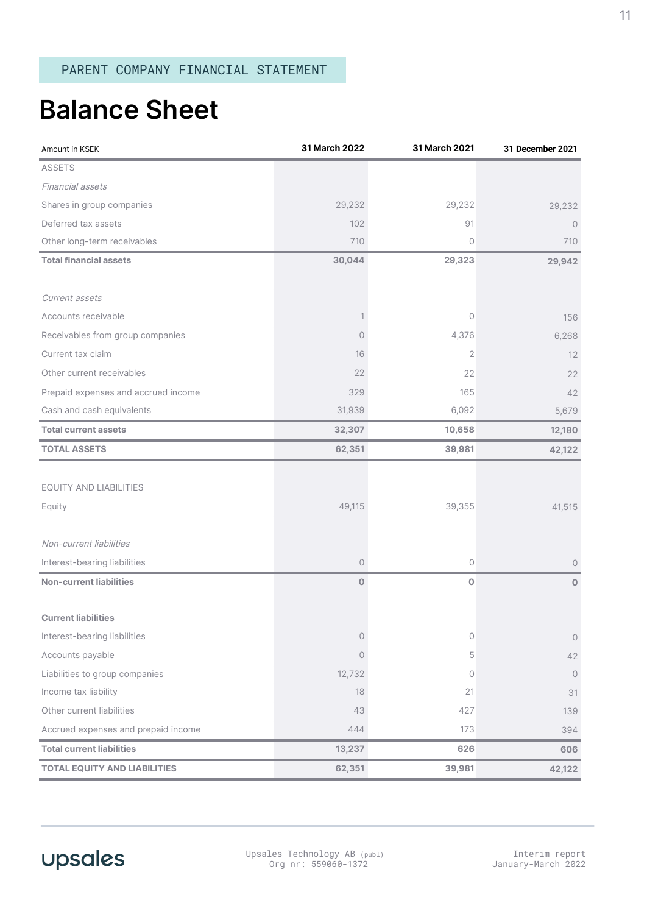PARENT COMPANY FINANCIAL STATEMENT

# Balance Sheet

| Amount in KSEK | 31 March 2022 | 31 March 2021 | 31 December 2021 |
|---|---|---|---|
| ASSETS | | | |
| *Financial assets* | | | |
| Shares in group companies | 29,232 | 29,232 | 29,232 |
| Deferred tax assets | 102 | 91 | 0 |
| Other long-term receivables | 710 | 0 | 710 |
| **Total financial assets** | **30,044** | **29,323** | **29,942** |
| | | | |
| *Current assets* | | | |
| Accounts receivable | 1 | 0 | 156 |
| Receivables from group companies | 0 | 4,376 | 6,268 |
| Current tax claim | 16 | 2 | 12 |
| Other current receivables | 22 | 22 | 22 |
| Prepaid expenses and accrued income | 329 | 165 | 42 |
| Cash and cash equivalents | 31,939 | 6,092 | 5,679 |
| **Total current assets** | **32,307** | **10,658** | **12,180** |
| **TOTAL ASSETS** | **62,351** | **39,981** | **42,122** |
| | | | |
| EQUITY AND LIABILITIES | | | |
| Equity | 49,115 | 39,355 | 41,515 |
| | | | |
| *Non-current liabilities* | | | |
| Interest-bearing liabilities | 0 | 0 | 0 |
| **Non-current liabilities** | **0** | **0** | **0** |
| | | | |
| **Current liabilities** | | | |
| Interest-bearing liabilities | 0 | 0 | 0 |
| Accounts payable | 0 | 5 | 42 |
| Liabilities to group companies | 12,732 | 0 | 0 |
| Income tax liability | 18 | 21 | 31 |
| Other current liabilities | 43 | 427 | 139 |
| Accrued expenses and prepaid income | 444 | 173 | 394 |
| **Total current liabilities** | **13,237** | **626** | **606** |
| **TOTAL EQUITY AND LIABILITIES** | **62,351** | **39,981** | **42,122** |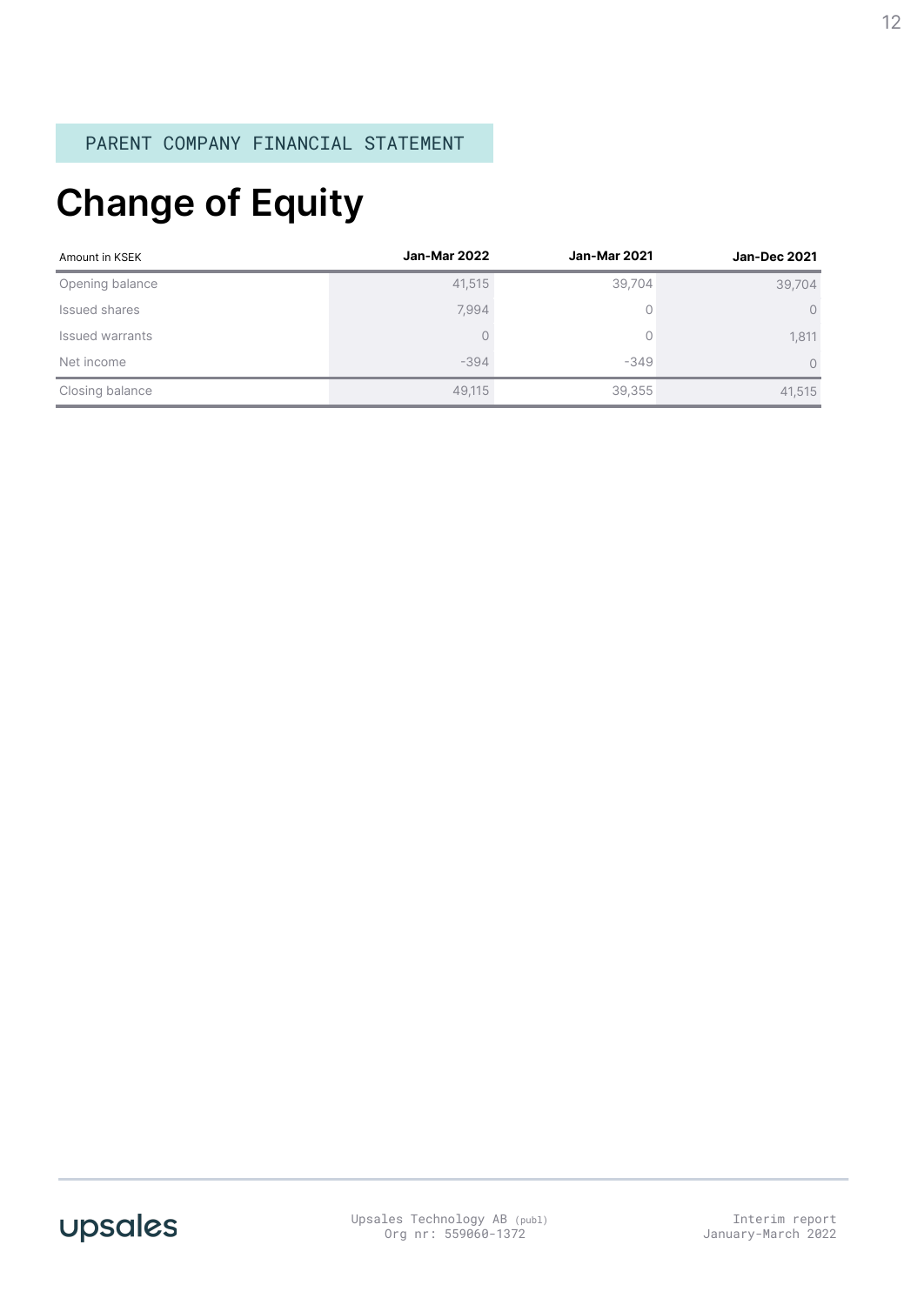PARENT COMPANY FINANCIAL STATEMENT

# Change of Equity

| Amount in KSEK | Jan-Mar 2022 | Jan-Mar 2021 | Jan-Dec 2021 |
|---|---|---|---|
| Opening balance | 41,515 | 39,704 | 39,704 |
| Issued shares | 7,994 | 0 | 0 |
| Issued warrants | 0 | 0 | 1,811 |
| Net income | -394 | -349 | 0 |
| Closing balance | 49,115 | 39,355 | 41,515 |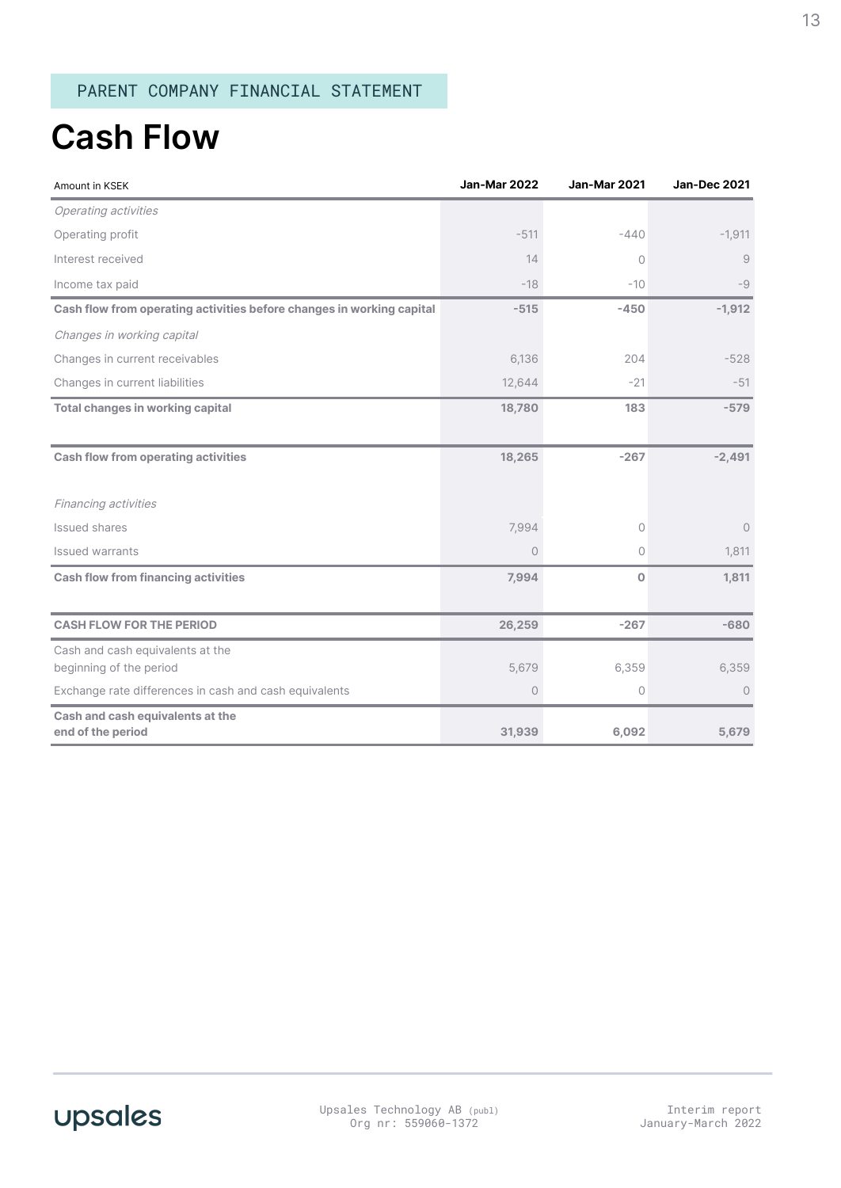PARENT COMPANY FINANCIAL STATEMENT

# Cash Flow

| Amount in KSEK | Jan-Mar 2022 | Jan-Mar 2021 | Jan-Dec 2021 |
|---|---|---|---|
| *Operating activities* | | | |
| Operating profit | -511 | -440 | -1,911 |
| Interest received | 14 | 0 | 9 |
| Income tax paid | -18 | -10 | -9 |
| **Cash flow from operating activities before changes in working capital** | **-515** | **-450** | **-1,912** |
| *Changes in working capital* | | | |
| Changes in current receivables | 6,136 | 204 | -528 |
| Changes in current liabilities | 12,644 | -21 | -51 |
| **Total changes in working capital** | **18,780** | **183** | **-579** |
| **Cash flow from operating activities** | **18,265** | **-267** | **-2,491** |
| *Financing activities* | | | |
| Issued shares | 7,994 | 0 | 0 |
| Issued warrants | 0 | 0 | 1,811 |
| **Cash flow from financing activities** | **7,994** | **0** | **1,811** |
| **CASH FLOW FOR THE PERIOD** | **26,259** | **-267** | **-680** |
| Cash and cash equivalents at the beginning of the period | 5,679 | 6,359 | 6,359 |
| Exchange rate differences in cash and cash equivalents | 0 | 0 | 0 |
| **Cash and cash equivalents at the end of the period** | **31,939** | **6,092** | **5,679** |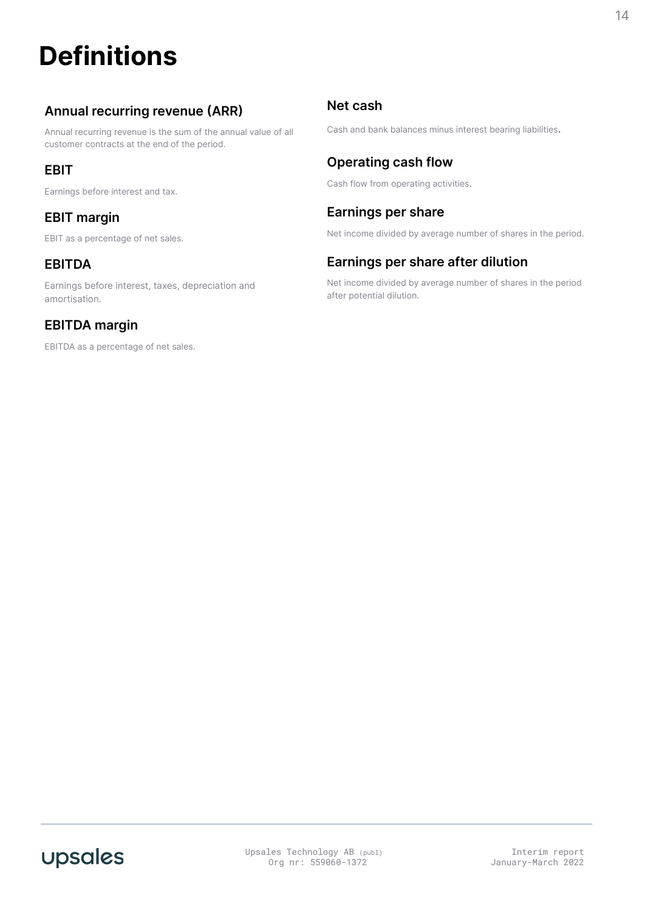# Definitions

## Annual recurring revenue (ARR)

Annual recurring revenue is the sum of the annual value of all customer contracts at the end of the period.

## EBIT

Earnings before interest and tax.

## EBIT margin

EBIT as a percentage of net sales.

## EBITDA

Earnings before interest, taxes, depreciation and amortisation.

## EBITDA margin

EBITDA as a percentage of net sales.

## Net cash

Cash and bank balances minus interest bearing liabilities.

## Operating cash flow

Cash flow from operating activities.

## Earnings per share

Net income divided by average number of shares in the period.

## Earnings per share after dilution

Net income divided by average number of shares in the period after potential dilution.